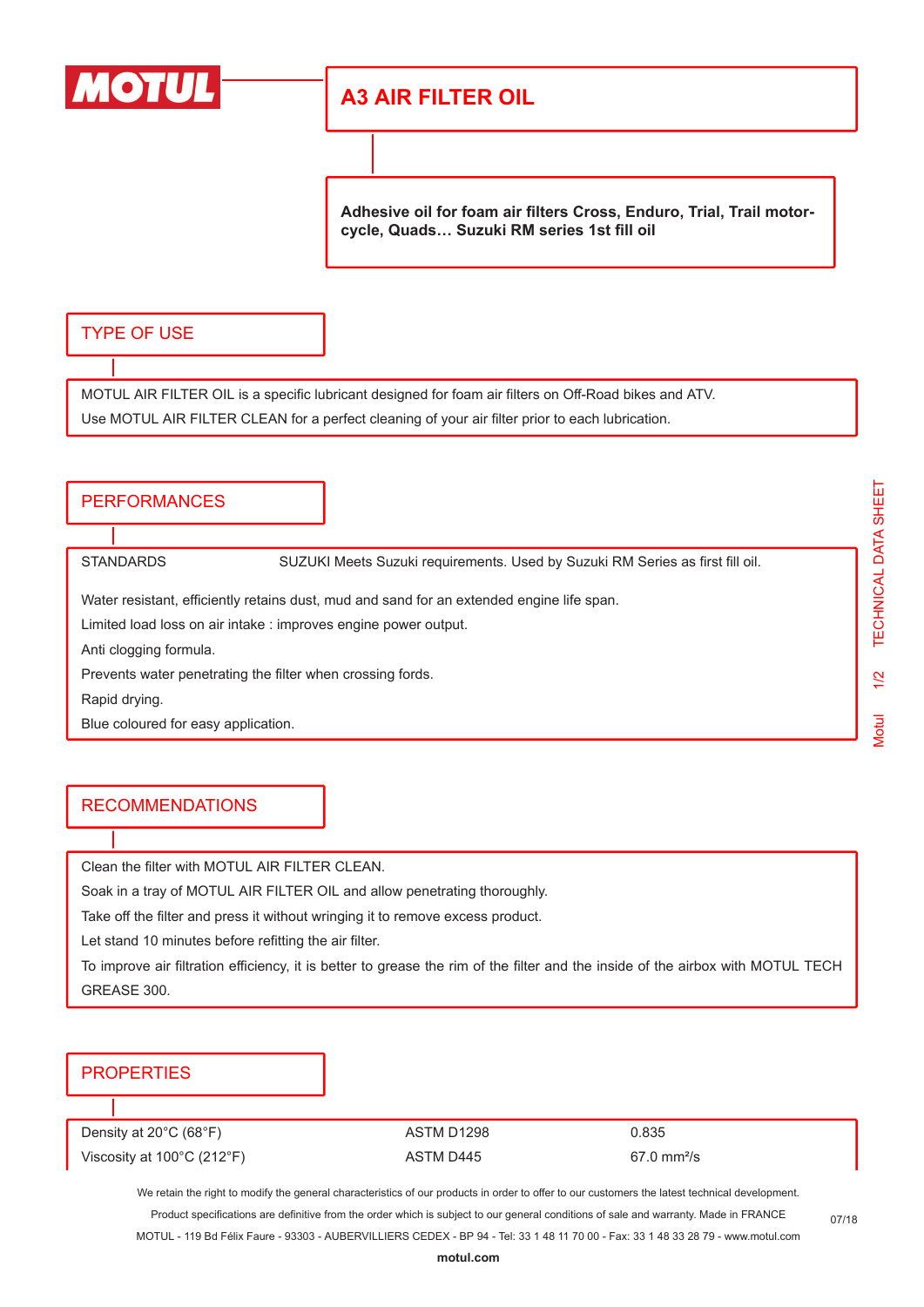# A3 AIR FILTER OIL

**Adhesive oil for foam air filters Cross, Enduro, Trial, Trail motorcycle, Quads… Suzuki RM series 1st fill oil**

## TYPE OF USE

MOTUL AIR FILTER OIL is a specific lubricant designed for foam air filters on Off-Road bikes and ATV.

Use MOTUL AIR FILTER CLEAN for a perfect cleaning of your air filter prior to each lubrication.

## PERFORMANCES

STANDARDS SUZUKI Meets Suzuki requirements. Used by Suzuki RM Series as first fill oil.

Water resistant, efficiently retains dust, mud and sand for an extended engine life span.

Limited load loss on air intake : improves engine power output.

Anti clogging formula.

Prevents water penetrating the filter when crossing fords.

Rapid drying.

Blue coloured for easy application.

## RECOMMENDATIONS

Clean the filter with MOTUL AIR FILTER CLEAN.

Soak in a tray of MOTUL AIR FILTER OIL and allow penetrating thoroughly.

Take off the filter and press it without wringing it to remove excess product.

Let stand 10 minutes before refitting the air filter.

To improve air filtration efficiency, it is better to grease the rim of the filter and the inside of the airbox with MOTUL TECH GREASE 300.

## PROPERTIES

| | | |
|---|---|---|
| Density at 20°C (68°F) | ASTM D1298 | 0.835 |
| Viscosity at 100°C (212°F) | ASTM D445 | 67.0 mm²/s |

We retain the right to modify the general characteristics of our products in order to offer to our customers the latest technical development.

Product specifications are definitive from the order which is subject to our general conditions of sale and warranty. Made in FRANCE

MOTUL - 119 Bd Félix Faure - 93303 - AUBERVILLIERS CEDEX - BP 94 - Tel: 33 1 48 11 70 00 - Fax: 33 1 48 33 28 79 - www.motul.com

07/18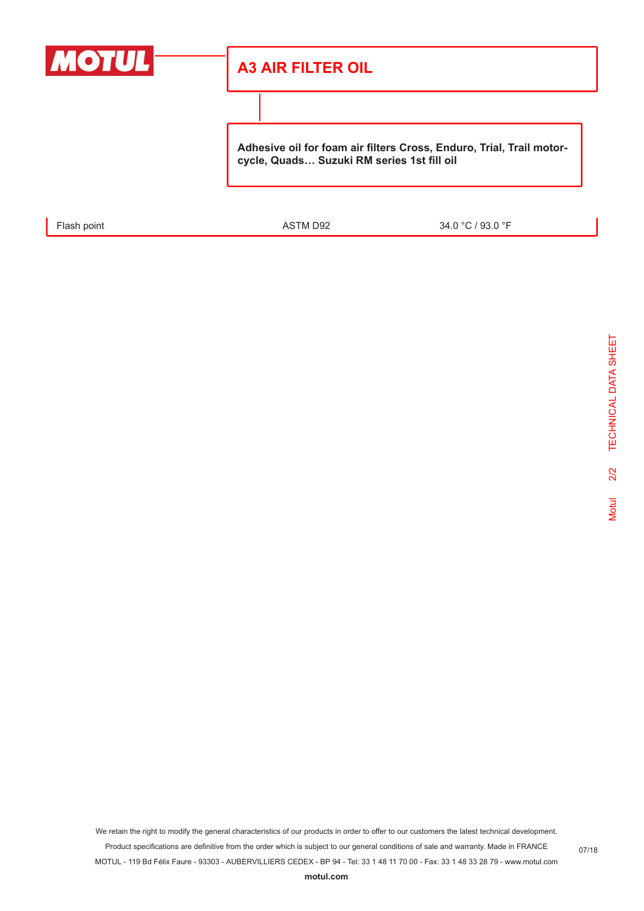# A3 AIR FILTER OIL

**Adhesive oil for foam air filters Cross, Enduro, Trial, Trail motorcycle, Quads… Suzuki RM series 1st fill oil**

| | | |
|---|---|---|
| Flash point | ASTM D92 | 34.0 °C / 93.0 °F |

We retain the right to modify the general characteristics of our products in order to offer to our customers the latest technical development.
Product specifications are definitive from the order which is subject to our general conditions of sale and warranty. Made in FRANCE
MOTUL - 119 Bd Félix Faure - 93303 - AUBERVILLIERS CEDEX - BP 94 - Tel: 33 1 48 11 70 00 - Fax: 33 1 48 33 28 79 - www.motul.com

**motul.com**

07/18